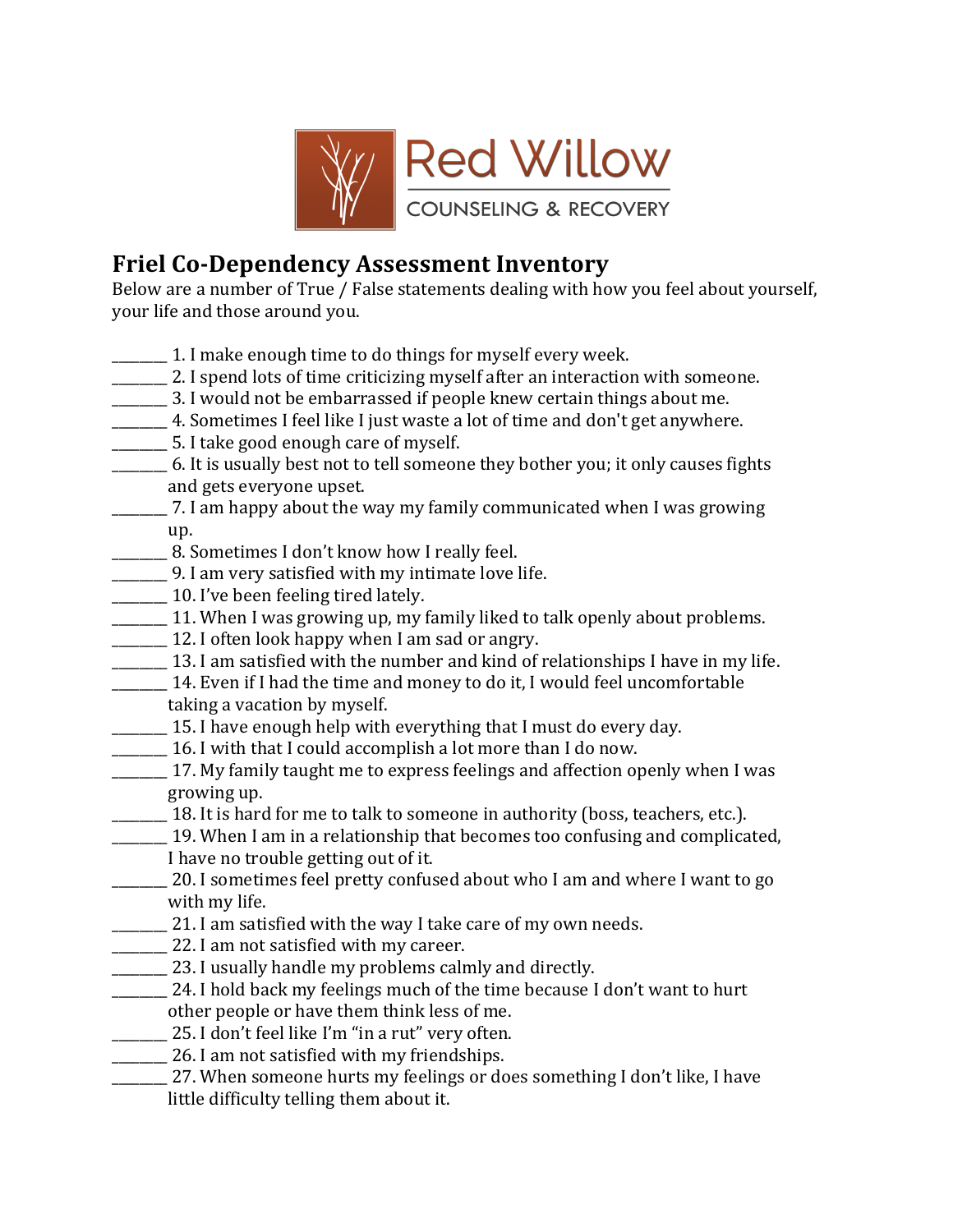Red Willow

COUNSELING & RECOVERY

# Friel Co-Dependency Assessment Inventory

Below are a number of True / False statements dealing with how you feel about yourself, your life and those around you.

________ 1. I make enough time to do things for myself every week.
________ 2. I spend lots of time criticizing myself after an interaction with someone.
________ 3. I would not be embarrassed if people knew certain things about me.
________ 4. Sometimes I feel like I just waste a lot of time and don't get anywhere.
________ 5. I take good enough care of myself.
________ 6. It is usually best not to tell someone they bother you; it only causes fights and gets everyone upset.
________ 7. I am happy about the way my family communicated when I was growing up.
________ 8. Sometimes I don't know how I really feel.
________ 9. I am very satisfied with my intimate love life.
________ 10. I've been feeling tired lately.
________ 11. When I was growing up, my family liked to talk openly about problems.
________ 12. I often look happy when I am sad or angry.
________ 13. I am satisfied with the number and kind of relationships I have in my life.
________ 14. Even if I had the time and money to do it, I would feel uncomfortable taking a vacation by myself.
________ 15. I have enough help with everything that I must do every day.
________ 16. I with that I could accomplish a lot more than I do now.
________ 17. My family taught me to express feelings and affection openly when I was growing up.
________ 18. It is hard for me to talk to someone in authority (boss, teachers, etc.).
________ 19. When I am in a relationship that becomes too confusing and complicated, I have no trouble getting out of it.
________ 20. I sometimes feel pretty confused about who I am and where I want to go with my life.
________ 21. I am satisfied with the way I take care of my own needs.
________ 22. I am not satisfied with my career.
________ 23. I usually handle my problems calmly and directly.
________ 24. I hold back my feelings much of the time because I don't want to hurt other people or have them think less of me.
________ 25. I don't feel like I'm "in a rut" very often.
________ 26. I am not satisfied with my friendships.
________ 27. When someone hurts my feelings or does something I don't like, I have little difficulty telling them about it.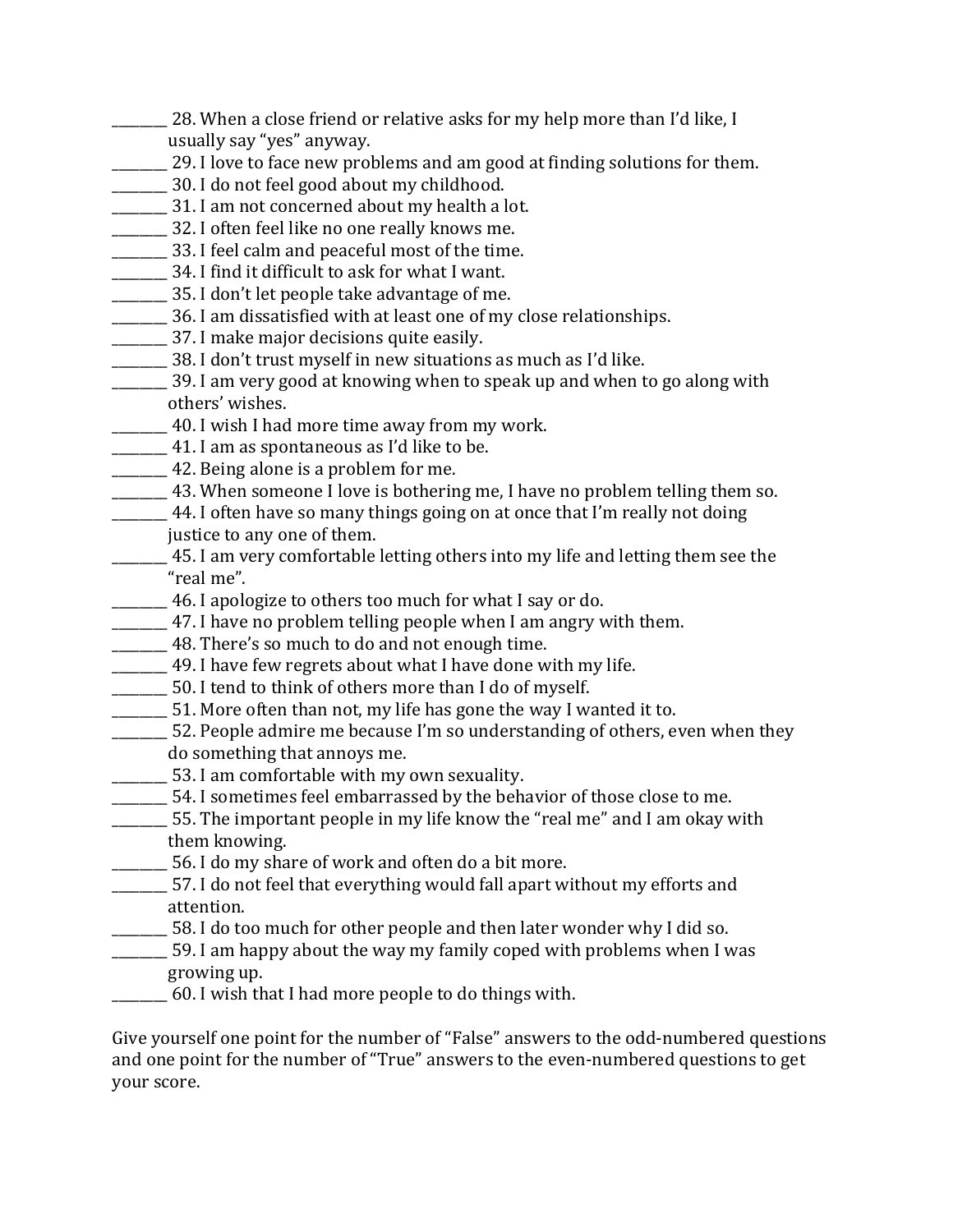________ 28. When a close friend or relative asks for my help more than I'd like, I usually say "yes" anyway.
________ 29. I love to face new problems and am good at finding solutions for them.
________ 30. I do not feel good about my childhood.
________ 31. I am not concerned about my health a lot.
________ 32. I often feel like no one really knows me.
________ 33. I feel calm and peaceful most of the time.
________ 34. I find it difficult to ask for what I want.
________ 35. I don't let people take advantage of me.
________ 36. I am dissatisfied with at least one of my close relationships.
________ 37. I make major decisions quite easily.
________ 38. I don't trust myself in new situations as much as I'd like.
________ 39. I am very good at knowing when to speak up and when to go along with others' wishes.
________ 40. I wish I had more time away from my work.
________ 41. I am as spontaneous as I'd like to be.
________ 42. Being alone is a problem for me.
________ 43. When someone I love is bothering me, I have no problem telling them so.
________ 44. I often have so many things going on at once that I'm really not doing justice to any one of them.
________ 45. I am very comfortable letting others into my life and letting them see the "real me".
________ 46. I apologize to others too much for what I say or do.
________ 47. I have no problem telling people when I am angry with them.
________ 48. There's so much to do and not enough time.
________ 49. I have few regrets about what I have done with my life.
________ 50. I tend to think of others more than I do of myself.
________ 51. More often than not, my life has gone the way I wanted it to.
________ 52. People admire me because I'm so understanding of others, even when they do something that annoys me.
________ 53. I am comfortable with my own sexuality.
________ 54. I sometimes feel embarrassed by the behavior of those close to me.
________ 55. The important people in my life know the "real me" and I am okay with them knowing.
________ 56. I do my share of work and often do a bit more.
________ 57. I do not feel that everything would fall apart without my efforts and attention.
________ 58. I do too much for other people and then later wonder why I did so.
________ 59. I am happy about the way my family coped with problems when I was growing up.
________ 60. I wish that I had more people to do things with.

Give yourself one point for the number of "False" answers to the odd-numbered questions and one point for the number of "True" answers to the even-numbered questions to get your score.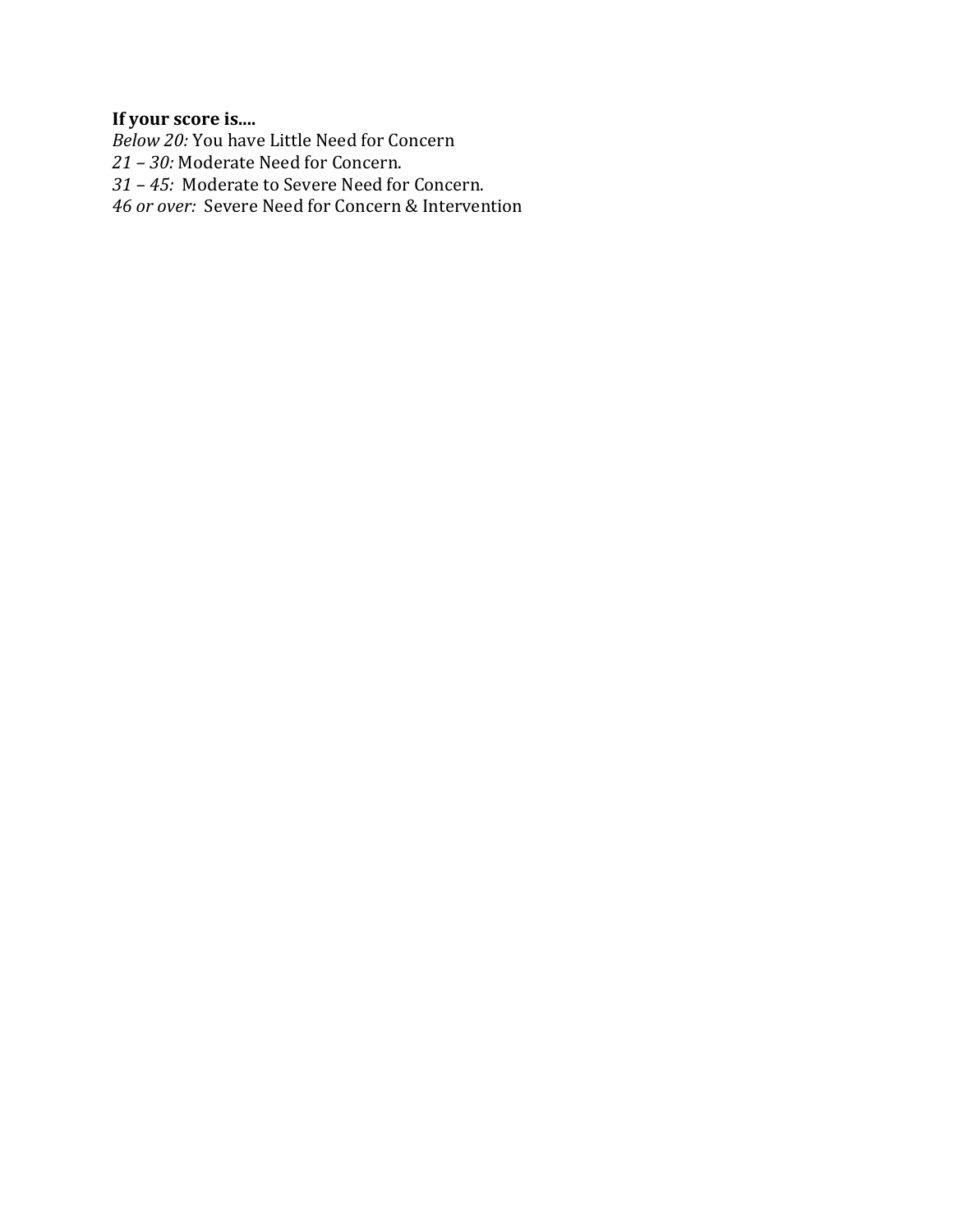**If your score is….**

*Below 20:* You have Little Need for Concern

*21 – 30:* Moderate Need for Concern.

*31 – 45:* Moderate to Severe Need for Concern.

*46 or over:* Severe Need for Concern & Intervention